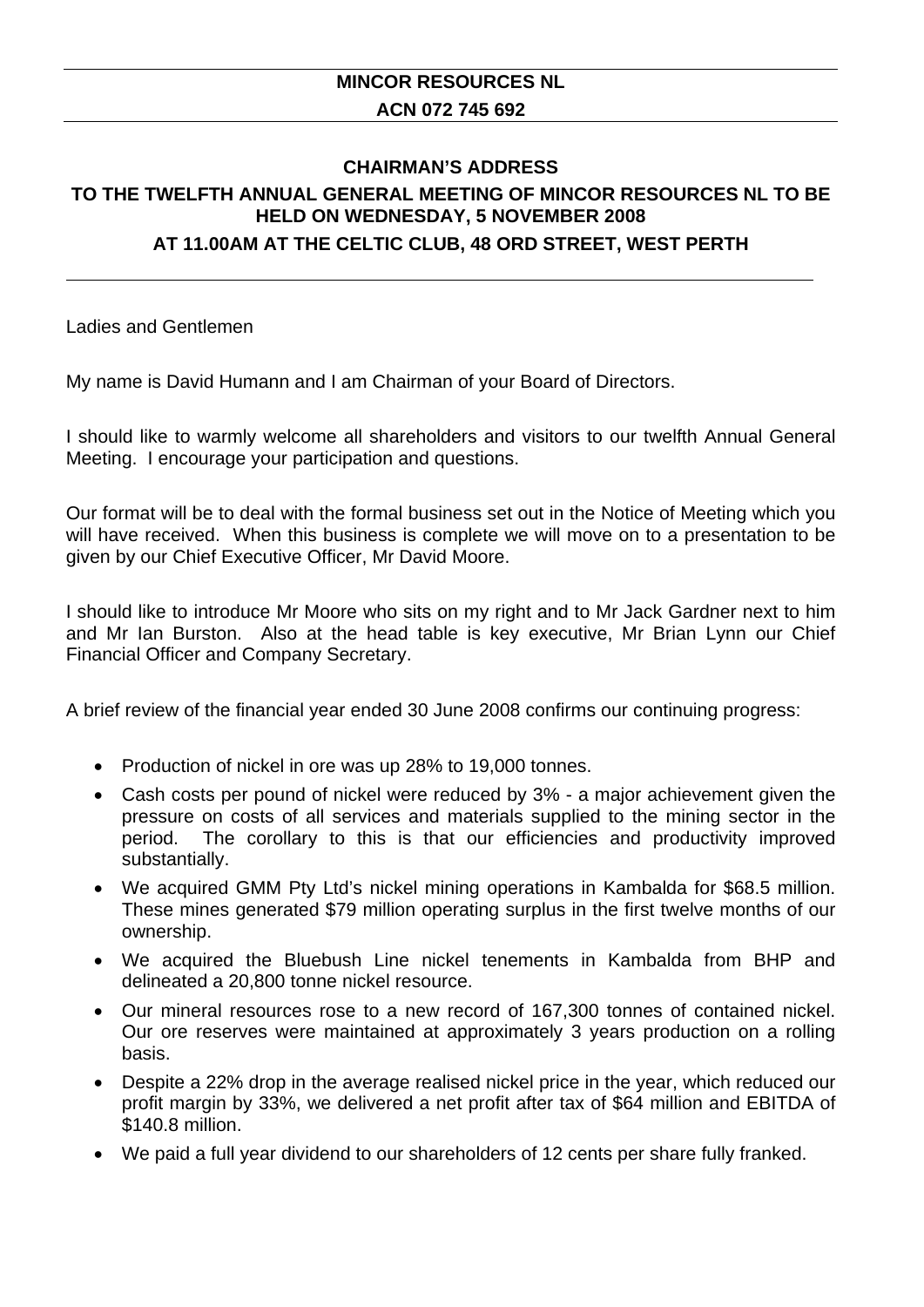**MINCOR RESOURCES NL**

**ACN 072 745 692**

# CHAIRMAN'S ADDRESS

## TO THE TWELFTH ANNUAL GENERAL MEETING OF MINCOR RESOURCES NL TO BE HELD ON WEDNESDAY, 5 NOVEMBER 2008

## AT 11.00AM AT THE CELTIC CLUB, 48 ORD STREET, WEST PERTH

Ladies and Gentlemen

My name is David Humann and I am Chairman of your Board of Directors.

I should like to warmly welcome all shareholders and visitors to our twelfth Annual General Meeting. I encourage your participation and questions.

Our format will be to deal with the formal business set out in the Notice of Meeting which you will have received. When this business is complete we will move on to a presentation to be given by our Chief Executive Officer, Mr David Moore.

I should like to introduce Mr Moore who sits on my right and to Mr Jack Gardner next to him and Mr Ian Burston. Also at the head table is key executive, Mr Brian Lynn our Chief Financial Officer and Company Secretary.

A brief review of the financial year ended 30 June 2008 confirms our continuing progress:

- Production of nickel in ore was up 28% to 19,000 tonnes.
- Cash costs per pound of nickel were reduced by 3% - a major achievement given the pressure on costs of all services and materials supplied to the mining sector in the period. The corollary to this is that our efficiencies and productivity improved substantially.
- We acquired GMM Pty Ltd's nickel mining operations in Kambalda for $68.5 million. These mines generated $79 million operating surplus in the first twelve months of our ownership.
- We acquired the Bluebush Line nickel tenements in Kambalda from BHP and delineated a 20,800 tonne nickel resource.
- Our mineral resources rose to a new record of 167,300 tonnes of contained nickel. Our ore reserves were maintained at approximately 3 years production on a rolling basis.
- Despite a 22% drop in the average realised nickel price in the year, which reduced our profit margin by 33%, we delivered a net profit after tax of $64 million and EBITDA of $140.8 million.
- We paid a full year dividend to our shareholders of 12 cents per share fully franked.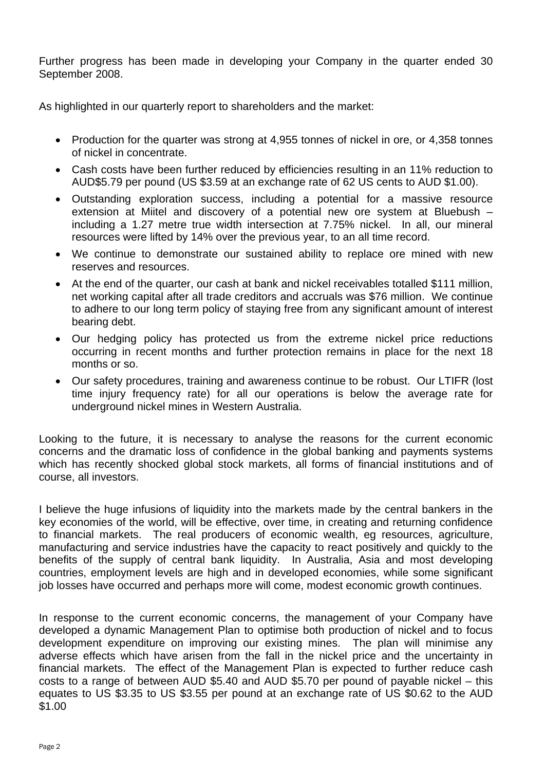Further progress has been made in developing your Company in the quarter ended 30 September 2008.

As highlighted in our quarterly report to shareholders and the market:

- Production for the quarter was strong at 4,955 tonnes of nickel in ore, or 4,358 tonnes of nickel in concentrate.
- Cash costs have been further reduced by efficiencies resulting in an 11% reduction to AUD$5.79 per pound (US $3.59 at an exchange rate of 62 US cents to AUD $1.00).
- Outstanding exploration success, including a potential for a massive resource extension at Miitel and discovery of a potential new ore system at Bluebush – including a 1.27 metre true width intersection at 7.75% nickel. In all, our mineral resources were lifted by 14% over the previous year, to an all time record.
- We continue to demonstrate our sustained ability to replace ore mined with new reserves and resources.
- At the end of the quarter, our cash at bank and nickel receivables totalled $111 million, net working capital after all trade creditors and accruals was $76 million. We continue to adhere to our long term policy of staying free from any significant amount of interest bearing debt.
- Our hedging policy has protected us from the extreme nickel price reductions occurring in recent months and further protection remains in place for the next 18 months or so.
- Our safety procedures, training and awareness continue to be robust. Our LTIFR (lost time injury frequency rate) for all our operations is below the average rate for underground nickel mines in Western Australia.

Looking to the future, it is necessary to analyse the reasons for the current economic concerns and the dramatic loss of confidence in the global banking and payments systems which has recently shocked global stock markets, all forms of financial institutions and of course, all investors.

I believe the huge infusions of liquidity into the markets made by the central bankers in the key economies of the world, will be effective, over time, in creating and returning confidence to financial markets. The real producers of economic wealth, eg resources, agriculture, manufacturing and service industries have the capacity to react positively and quickly to the benefits of the supply of central bank liquidity. In Australia, Asia and most developing countries, employment levels are high and in developed economies, while some significant job losses have occurred and perhaps more will come, modest economic growth continues.

In response to the current economic concerns, the management of your Company have developed a dynamic Management Plan to optimise both production of nickel and to focus development expenditure on improving our existing mines. The plan will minimise any adverse effects which have arisen from the fall in the nickel price and the uncertainty in financial markets. The effect of the Management Plan is expected to further reduce cash costs to a range of between AUD $5.40 and AUD $5.70 per pound of payable nickel – this equates to US $3.35 to US $3.55 per pound at an exchange rate of US $0.62 to the AUD $1.00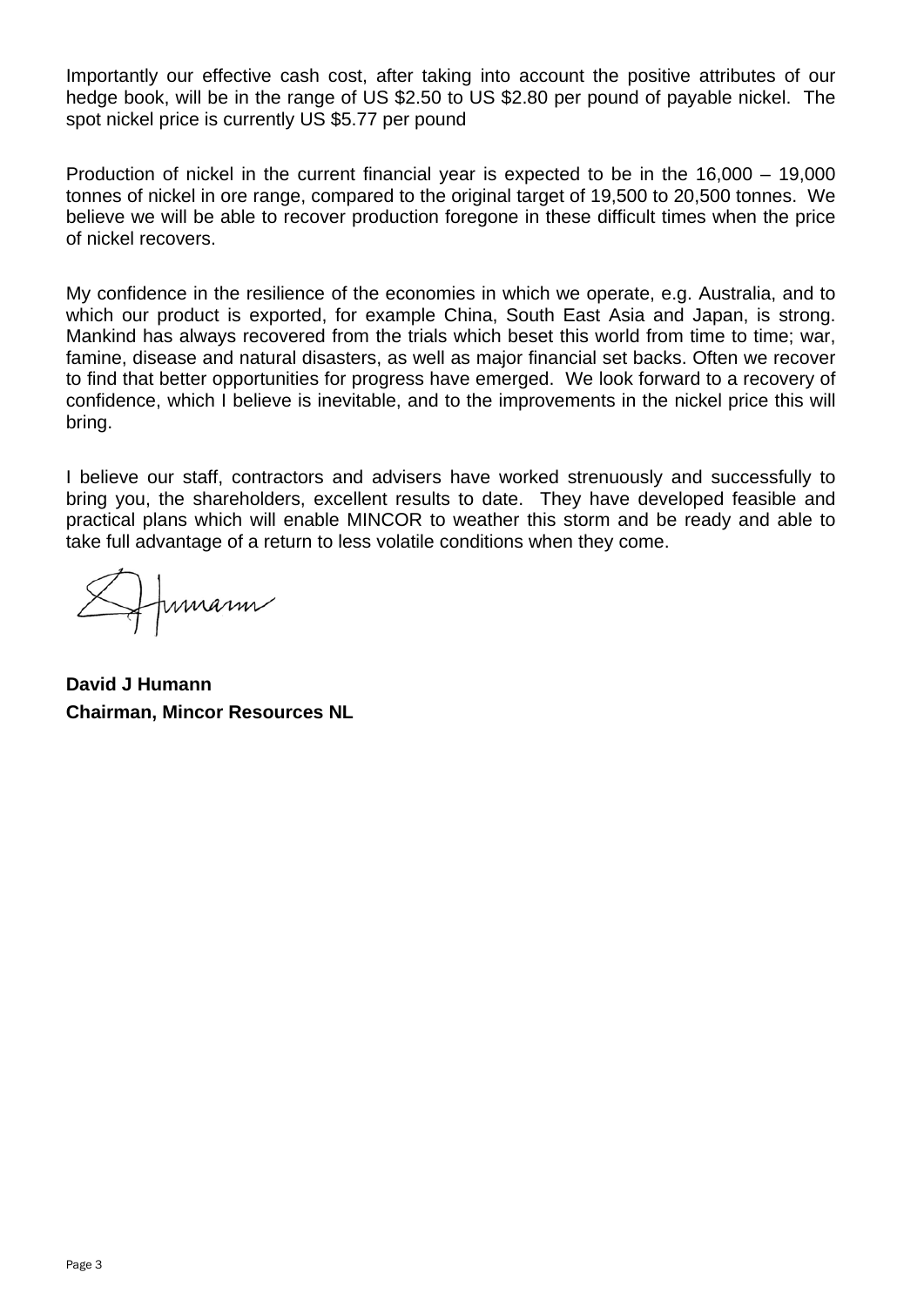Importantly our effective cash cost, after taking into account the positive attributes of our hedge book, will be in the range of US $2.50 to US $2.80 per pound of payable nickel. The spot nickel price is currently US $5.77 per pound

Production of nickel in the current financial year is expected to be in the 16,000 – 19,000 tonnes of nickel in ore range, compared to the original target of 19,500 to 20,500 tonnes. We believe we will be able to recover production foregone in these difficult times when the price of nickel recovers.

My confidence in the resilience of the economies in which we operate, e.g. Australia, and to which our product is exported, for example China, South East Asia and Japan, is strong. Mankind has always recovered from the trials which beset this world from time to time; war, famine, disease and natural disasters, as well as major financial set backs. Often we recover to find that better opportunities for progress have emerged. We look forward to a recovery of confidence, which I believe is inevitable, and to the improvements in the nickel price this will bring.

I believe our staff, contractors and advisers have worked strenuously and successfully to bring you, the shareholders, excellent results to date. They have developed feasible and practical plans which will enable MINCOR to weather this storm and be ready and able to take full advantage of a return to less volatile conditions when they come.

**David J Humann**
**Chairman, Mincor Resources NL**